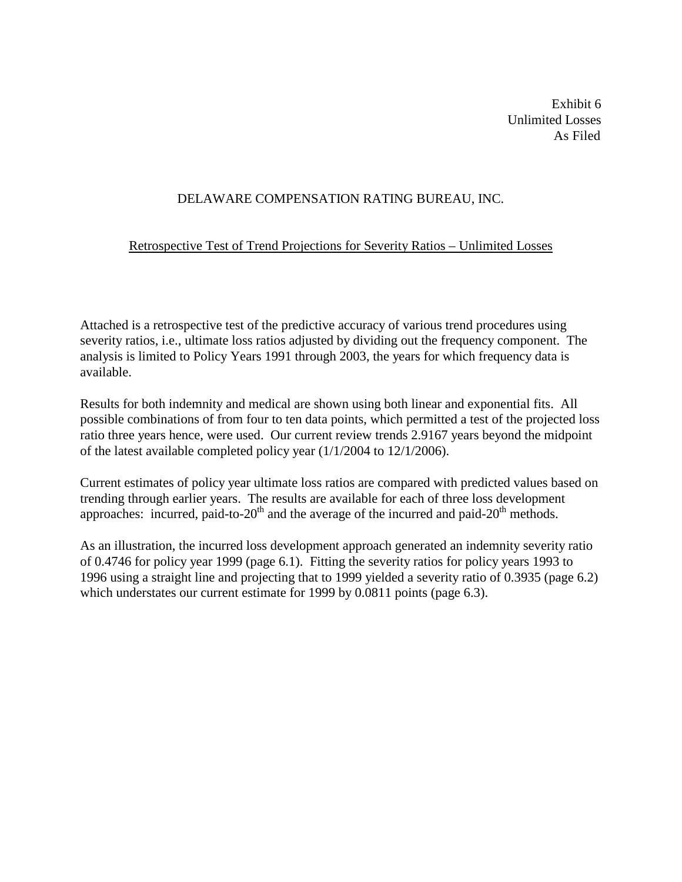Exhibit 6
Unlimited Losses
As Filed

# DELAWARE COMPENSATION RATING BUREAU, INC.

## Retrospective Test of Trend Projections for Severity Ratios – Unlimited Losses

Attached is a retrospective test of the predictive accuracy of various trend procedures using severity ratios, i.e., ultimate loss ratios adjusted by dividing out the frequency component. The analysis is limited to Policy Years 1991 through 2003, the years for which frequency data is available.

Results for both indemnity and medical are shown using both linear and exponential fits. All possible combinations of from four to ten data points, which permitted a test of the projected loss ratio three years hence, were used. Our current review trends 2.9167 years beyond the midpoint of the latest available completed policy year (1/1/2004 to 12/1/2006).

Current estimates of policy year ultimate loss ratios are compared with predicted values based on trending through earlier years. The results are available for each of three loss development approaches: incurred, paid-to-20$^{th}$ and the average of the incurred and paid-20$^{th}$ methods.

As an illustration, the incurred loss development approach generated an indemnity severity ratio of 0.4746 for policy year 1999 (page 6.1). Fitting the severity ratios for policy years 1993 to 1996 using a straight line and projecting that to 1999 yielded a severity ratio of 0.3935 (page 6.2) which understates our current estimate for 1999 by 0.0811 points (page 6.3).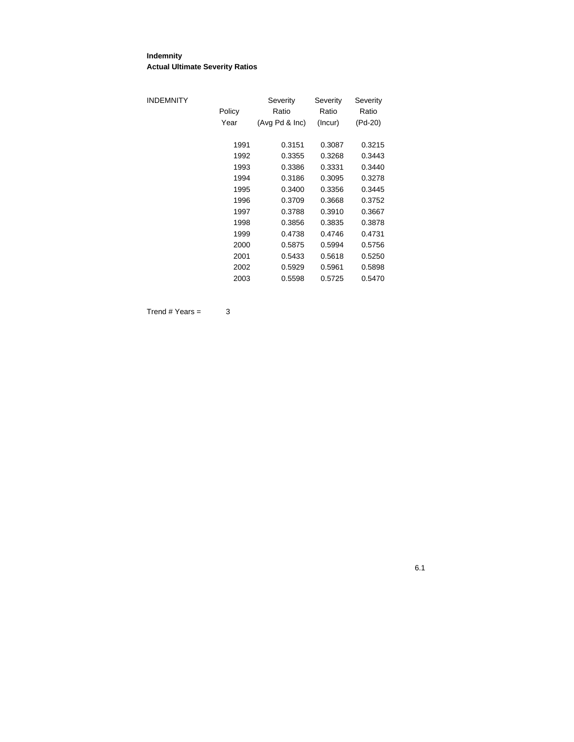**Indemnity**
**Actual Ultimate Severity Ratios**

| INDEMNITY Policy Year | Severity Ratio (Avg Pd & Inc) | Severity Ratio (Incur) | Severity Ratio (Pd-20) |
|---|---|---|---|
| 1991 | 0.3151 | 0.3087 | 0.3215 |
| 1992 | 0.3355 | 0.3268 | 0.3443 |
| 1993 | 0.3386 | 0.3331 | 0.3440 |
| 1994 | 0.3186 | 0.3095 | 0.3278 |
| 1995 | 0.3400 | 0.3356 | 0.3445 |
| 1996 | 0.3709 | 0.3668 | 0.3752 |
| 1997 | 0.3788 | 0.3910 | 0.3667 |
| 1998 | 0.3856 | 0.3835 | 0.3878 |
| 1999 | 0.4738 | 0.4746 | 0.4731 |
| 2000 | 0.5875 | 0.5994 | 0.5756 |
| 2001 | 0.5433 | 0.5618 | 0.5250 |
| 2002 | 0.5929 | 0.5961 | 0.5898 |
| 2003 | 0.5598 | 0.5725 | 0.5470 |

Trend # Years = 3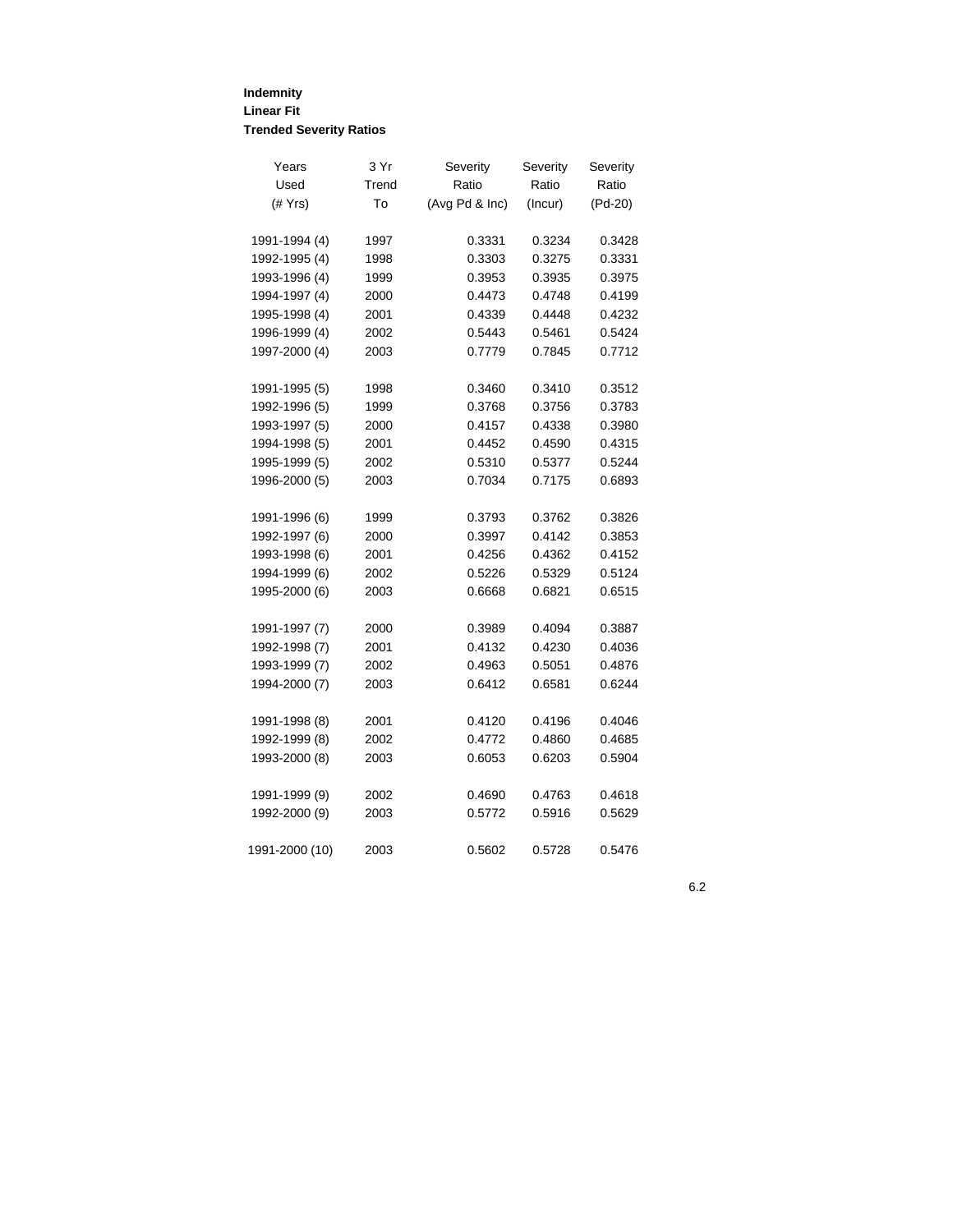**Indemnity**
**Linear Fit**
**Trended Severity Ratios**

| Years Used (# Yrs) | 3 Yr Trend To | Severity Ratio (Avg Pd & Inc) | Severity Ratio (Incur) | Severity Ratio (Pd-20) |
|---|---|---|---|---|
| 1991-1994 (4) | 1997 | 0.3331 | 0.3234 | 0.3428 |
| 1992-1995 (4) | 1998 | 0.3303 | 0.3275 | 0.3331 |
| 1993-1996 (4) | 1999 | 0.3953 | 0.3935 | 0.3975 |
| 1994-1997 (4) | 2000 | 0.4473 | 0.4748 | 0.4199 |
| 1995-1998 (4) | 2001 | 0.4339 | 0.4448 | 0.4232 |
| 1996-1999 (4) | 2002 | 0.5443 | 0.5461 | 0.5424 |
| 1997-2000 (4) | 2003 | 0.7779 | 0.7845 | 0.7712 |
| | | | | |
| 1991-1995 (5) | 1998 | 0.3460 | 0.3410 | 0.3512 |
| 1992-1996 (5) | 1999 | 0.3768 | 0.3756 | 0.3783 |
| 1993-1997 (5) | 2000 | 0.4157 | 0.4338 | 0.3980 |
| 1994-1998 (5) | 2001 | 0.4452 | 0.4590 | 0.4315 |
| 1995-1999 (5) | 2002 | 0.5310 | 0.5377 | 0.5244 |
| 1996-2000 (5) | 2003 | 0.7034 | 0.7175 | 0.6893 |
| | | | | |
| 1991-1996 (6) | 1999 | 0.3793 | 0.3762 | 0.3826 |
| 1992-1997 (6) | 2000 | 0.3997 | 0.4142 | 0.3853 |
| 1993-1998 (6) | 2001 | 0.4256 | 0.4362 | 0.4152 |
| 1994-1999 (6) | 2002 | 0.5226 | 0.5329 | 0.5124 |
| 1995-2000 (6) | 2003 | 0.6668 | 0.6821 | 0.6515 |
| | | | | |
| 1991-1997 (7) | 2000 | 0.3989 | 0.4094 | 0.3887 |
| 1992-1998 (7) | 2001 | 0.4132 | 0.4230 | 0.4036 |
| 1993-1999 (7) | 2002 | 0.4963 | 0.5051 | 0.4876 |
| 1994-2000 (7) | 2003 | 0.6412 | 0.6581 | 0.6244 |
| | | | | |
| 1991-1998 (8) | 2001 | 0.4120 | 0.4196 | 0.4046 |
| 1992-1999 (8) | 2002 | 0.4772 | 0.4860 | 0.4685 |
| 1993-2000 (8) | 2003 | 0.6053 | 0.6203 | 0.5904 |
| | | | | |
| 1991-1999 (9) | 2002 | 0.4690 | 0.4763 | 0.4618 |
| 1992-2000 (9) | 2003 | 0.5772 | 0.5916 | 0.5629 |
| | | | | |
| 1991-2000 (10) | 2003 | 0.5602 | 0.5728 | 0.5476 |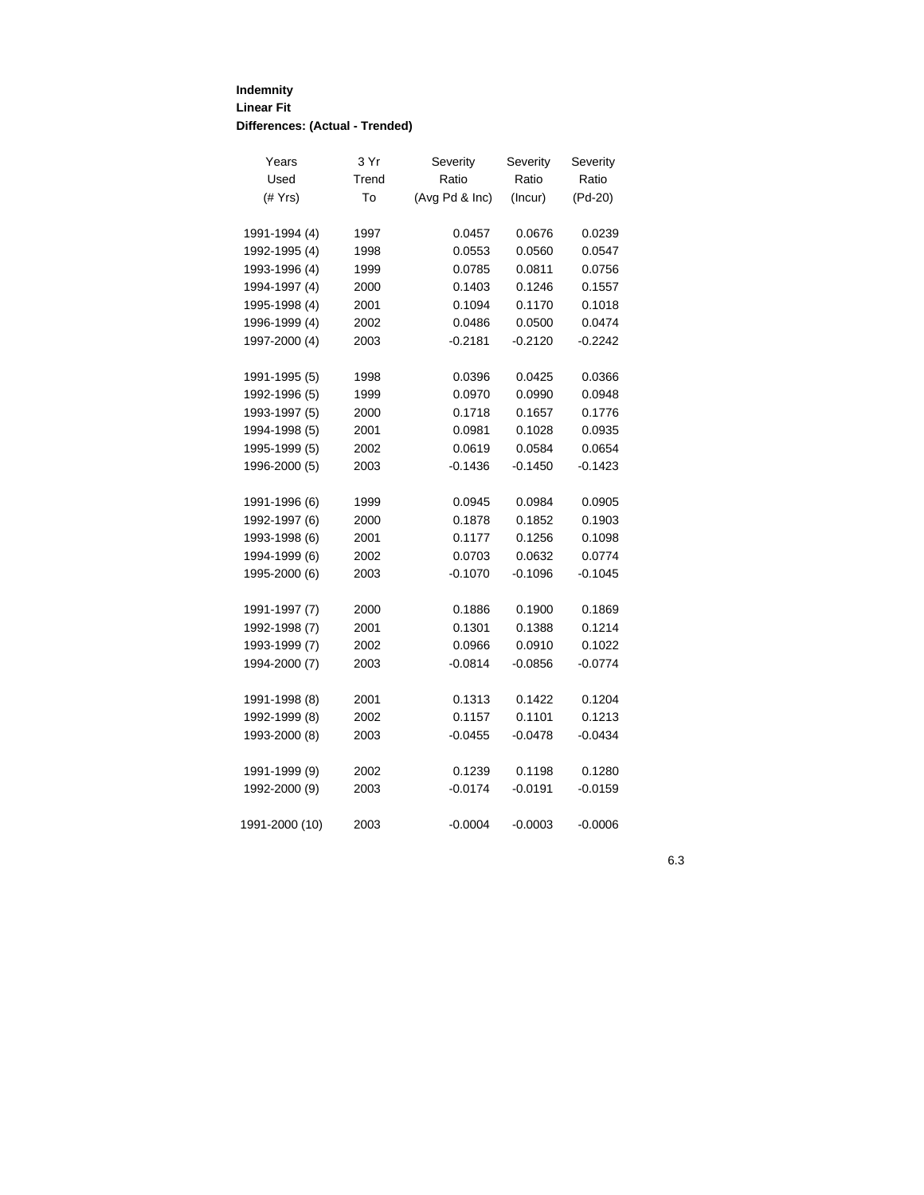**Indemnity**
**Linear Fit**
**Differences: (Actual - Trended)**

| Years Used (# Yrs) | 3 Yr Trend To | Severity Ratio (Avg Pd & Inc) | Severity Ratio (Incur) | Severity Ratio (Pd-20) |
|---|---|---|---|---|
| 1991-1994 (4) | 1997 | 0.0457 | 0.0676 | 0.0239 |
| 1992-1995 (4) | 1998 | 0.0553 | 0.0560 | 0.0547 |
| 1993-1996 (4) | 1999 | 0.0785 | 0.0811 | 0.0756 |
| 1994-1997 (4) | 2000 | 0.1403 | 0.1246 | 0.1557 |
| 1995-1998 (4) | 2001 | 0.1094 | 0.1170 | 0.1018 |
| 1996-1999 (4) | 2002 | 0.0486 | 0.0500 | 0.0474 |
| 1997-2000 (4) | 2003 | -0.2181 | -0.2120 | -0.2242 |
| | | | | |
| 1991-1995 (5) | 1998 | 0.0396 | 0.0425 | 0.0366 |
| 1992-1996 (5) | 1999 | 0.0970 | 0.0990 | 0.0948 |
| 1993-1997 (5) | 2000 | 0.1718 | 0.1657 | 0.1776 |
| 1994-1998 (5) | 2001 | 0.0981 | 0.1028 | 0.0935 |
| 1995-1999 (5) | 2002 | 0.0619 | 0.0584 | 0.0654 |
| 1996-2000 (5) | 2003 | -0.1436 | -0.1450 | -0.1423 |
| | | | | |
| 1991-1996 (6) | 1999 | 0.0945 | 0.0984 | 0.0905 |
| 1992-1997 (6) | 2000 | 0.1878 | 0.1852 | 0.1903 |
| 1993-1998 (6) | 2001 | 0.1177 | 0.1256 | 0.1098 |
| 1994-1999 (6) | 2002 | 0.0703 | 0.0632 | 0.0774 |
| 1995-2000 (6) | 2003 | -0.1070 | -0.1096 | -0.1045 |
| | | | | |
| 1991-1997 (7) | 2000 | 0.1886 | 0.1900 | 0.1869 |
| 1992-1998 (7) | 2001 | 0.1301 | 0.1388 | 0.1214 |
| 1993-1999 (7) | 2002 | 0.0966 | 0.0910 | 0.1022 |
| 1994-2000 (7) | 2003 | -0.0814 | -0.0856 | -0.0774 |
| | | | | |
| 1991-1998 (8) | 2001 | 0.1313 | 0.1422 | 0.1204 |
| 1992-1999 (8) | 2002 | 0.1157 | 0.1101 | 0.1213 |
| 1993-2000 (8) | 2003 | -0.0455 | -0.0478 | -0.0434 |
| | | | | |
| 1991-1999 (9) | 2002 | 0.1239 | 0.1198 | 0.1280 |
| 1992-2000 (9) | 2003 | -0.0174 | -0.0191 | -0.0159 |
| | | | | |
| 1991-2000 (10) | 2003 | -0.0004 | -0.0003 | -0.0006 |

6.3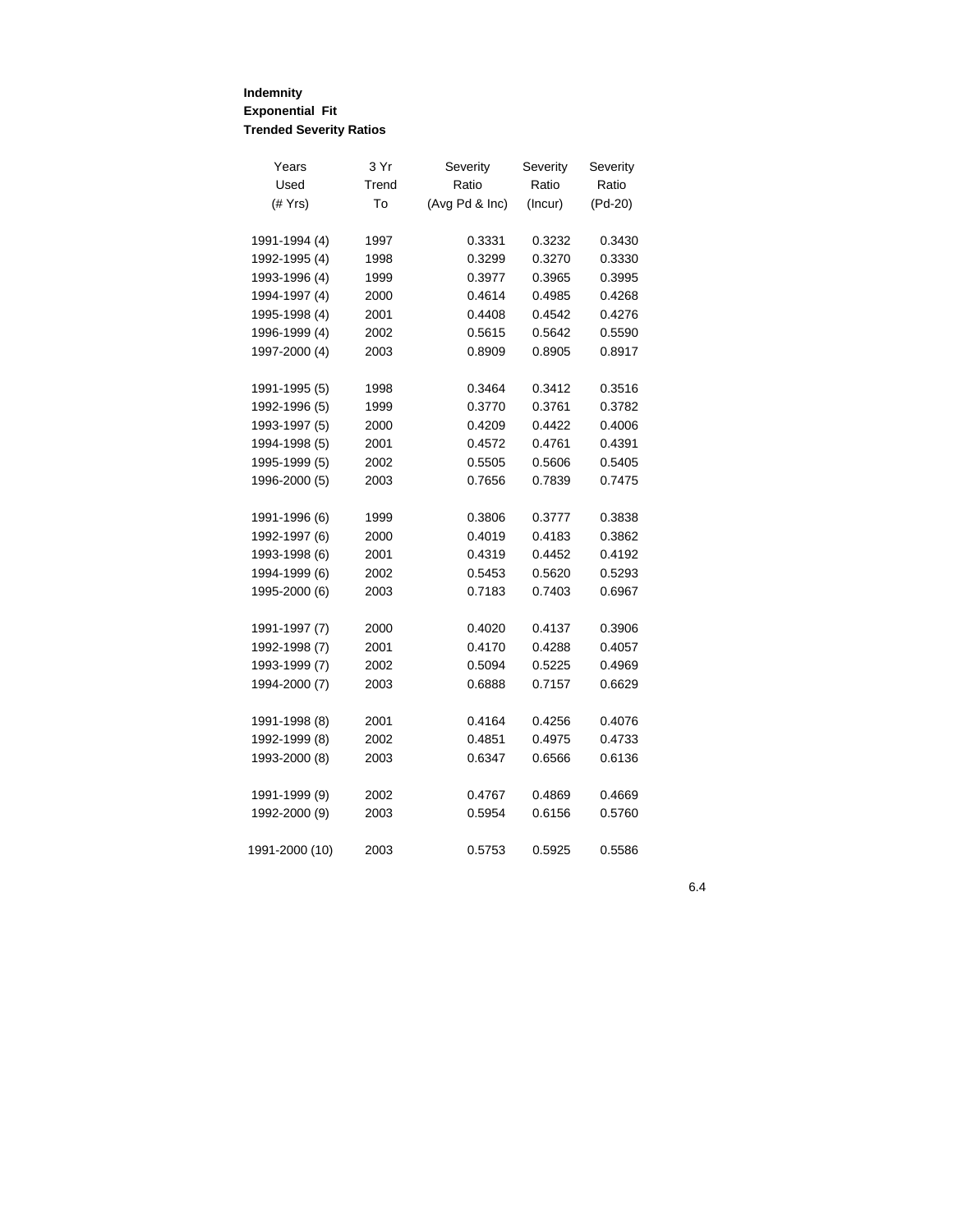**Indemnity**
**Exponential Fit**
**Trended Severity Ratios**

| Years Used (# Yrs) | 3 Yr Trend To | Severity Ratio (Avg Pd & Inc) | Severity Ratio (Incur) | Severity Ratio (Pd-20) |
|---|---|---|---|---|
| 1991-1994 (4) | 1997 | 0.3331 | 0.3232 | 0.3430 |
| 1992-1995 (4) | 1998 | 0.3299 | 0.3270 | 0.3330 |
| 1993-1996 (4) | 1999 | 0.3977 | 0.3965 | 0.3995 |
| 1994-1997 (4) | 2000 | 0.4614 | 0.4985 | 0.4268 |
| 1995-1998 (4) | 2001 | 0.4408 | 0.4542 | 0.4276 |
| 1996-1999 (4) | 2002 | 0.5615 | 0.5642 | 0.5590 |
| 1997-2000 (4) | 2003 | 0.8909 | 0.8905 | 0.8917 |
| | | | | |
| 1991-1995 (5) | 1998 | 0.3464 | 0.3412 | 0.3516 |
| 1992-1996 (5) | 1999 | 0.3770 | 0.3761 | 0.3782 |
| 1993-1997 (5) | 2000 | 0.4209 | 0.4422 | 0.4006 |
| 1994-1998 (5) | 2001 | 0.4572 | 0.4761 | 0.4391 |
| 1995-1999 (5) | 2002 | 0.5505 | 0.5606 | 0.5405 |
| 1996-2000 (5) | 2003 | 0.7656 | 0.7839 | 0.7475 |
| | | | | |
| 1991-1996 (6) | 1999 | 0.3806 | 0.3777 | 0.3838 |
| 1992-1997 (6) | 2000 | 0.4019 | 0.4183 | 0.3862 |
| 1993-1998 (6) | 2001 | 0.4319 | 0.4452 | 0.4192 |
| 1994-1999 (6) | 2002 | 0.5453 | 0.5620 | 0.5293 |
| 1995-2000 (6) | 2003 | 0.7183 | 0.7403 | 0.6967 |
| | | | | |
| 1991-1997 (7) | 2000 | 0.4020 | 0.4137 | 0.3906 |
| 1992-1998 (7) | 2001 | 0.4170 | 0.4288 | 0.4057 |
| 1993-1999 (7) | 2002 | 0.5094 | 0.5225 | 0.4969 |
| 1994-2000 (7) | 2003 | 0.6888 | 0.7157 | 0.6629 |
| | | | | |
| 1991-1998 (8) | 2001 | 0.4164 | 0.4256 | 0.4076 |
| 1992-1999 (8) | 2002 | 0.4851 | 0.4975 | 0.4733 |
| 1993-2000 (8) | 2003 | 0.6347 | 0.6566 | 0.6136 |
| | | | | |
| 1991-1999 (9) | 2002 | 0.4767 | 0.4869 | 0.4669 |
| 1992-2000 (9) | 2003 | 0.5954 | 0.6156 | 0.5760 |
| | | | | |
| 1991-2000 (10) | 2003 | 0.5753 | 0.5925 | 0.5586 |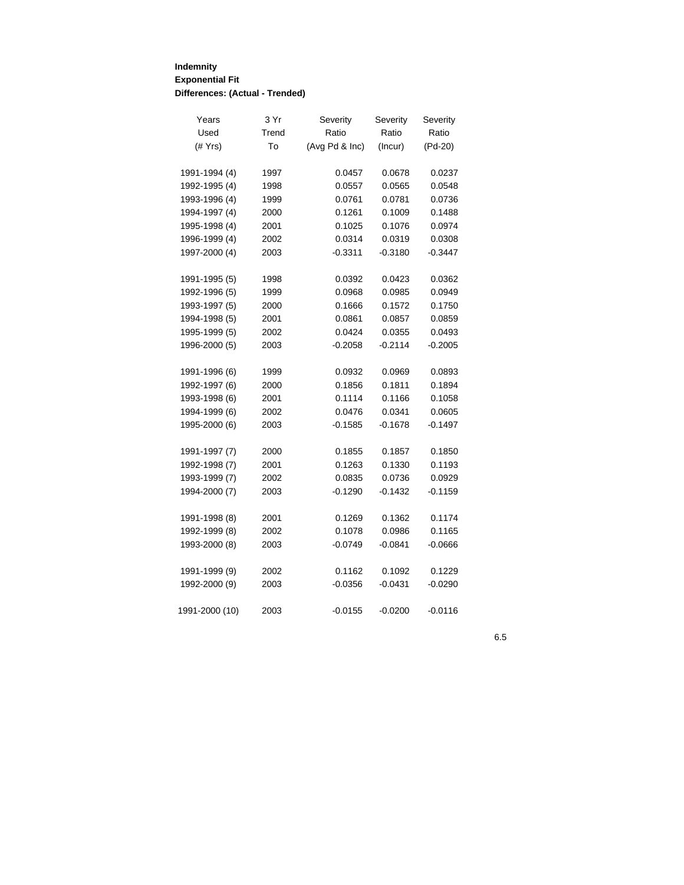**Indemnity**
**Exponential Fit**
**Differences: (Actual - Trended)**

| Years Used (# Yrs) | 3 Yr Trend To | Severity Ratio (Avg Pd & Inc) | Severity Ratio (Incur) | Severity Ratio (Pd-20) |
|---|---|---|---|---|
| 1991-1994 (4) | 1997 | 0.0457 | 0.0678 | 0.0237 |
| 1992-1995 (4) | 1998 | 0.0557 | 0.0565 | 0.0548 |
| 1993-1996 (4) | 1999 | 0.0761 | 0.0781 | 0.0736 |
| 1994-1997 (4) | 2000 | 0.1261 | 0.1009 | 0.1488 |
| 1995-1998 (4) | 2001 | 0.1025 | 0.1076 | 0.0974 |
| 1996-1999 (4) | 2002 | 0.0314 | 0.0319 | 0.0308 |
| 1997-2000 (4) | 2003 | -0.3311 | -0.3180 | -0.3447 |
| | | | | |
| 1991-1995 (5) | 1998 | 0.0392 | 0.0423 | 0.0362 |
| 1992-1996 (5) | 1999 | 0.0968 | 0.0985 | 0.0949 |
| 1993-1997 (5) | 2000 | 0.1666 | 0.1572 | 0.1750 |
| 1994-1998 (5) | 2001 | 0.0861 | 0.0857 | 0.0859 |
| 1995-1999 (5) | 2002 | 0.0424 | 0.0355 | 0.0493 |
| 1996-2000 (5) | 2003 | -0.2058 | -0.2114 | -0.2005 |
| | | | | |
| 1991-1996 (6) | 1999 | 0.0932 | 0.0969 | 0.0893 |
| 1992-1997 (6) | 2000 | 0.1856 | 0.1811 | 0.1894 |
| 1993-1998 (6) | 2001 | 0.1114 | 0.1166 | 0.1058 |
| 1994-1999 (6) | 2002 | 0.0476 | 0.0341 | 0.0605 |
| 1995-2000 (6) | 2003 | -0.1585 | -0.1678 | -0.1497 |
| | | | | |
| 1991-1997 (7) | 2000 | 0.1855 | 0.1857 | 0.1850 |
| 1992-1998 (7) | 2001 | 0.1263 | 0.1330 | 0.1193 |
| 1993-1999 (7) | 2002 | 0.0835 | 0.0736 | 0.0929 |
| 1994-2000 (7) | 2003 | -0.1290 | -0.1432 | -0.1159 |
| | | | | |
| 1991-1998 (8) | 2001 | 0.1269 | 0.1362 | 0.1174 |
| 1992-1999 (8) | 2002 | 0.1078 | 0.0986 | 0.1165 |
| 1993-2000 (8) | 2003 | -0.0749 | -0.0841 | -0.0666 |
| | | | | |
| 1991-1999 (9) | 2002 | 0.1162 | 0.1092 | 0.1229 |
| 1992-2000 (9) | 2003 | -0.0356 | -0.0431 | -0.0290 |
| | | | | |
| 1991-2000 (10) | 2003 | -0.0155 | -0.0200 | -0.0116 |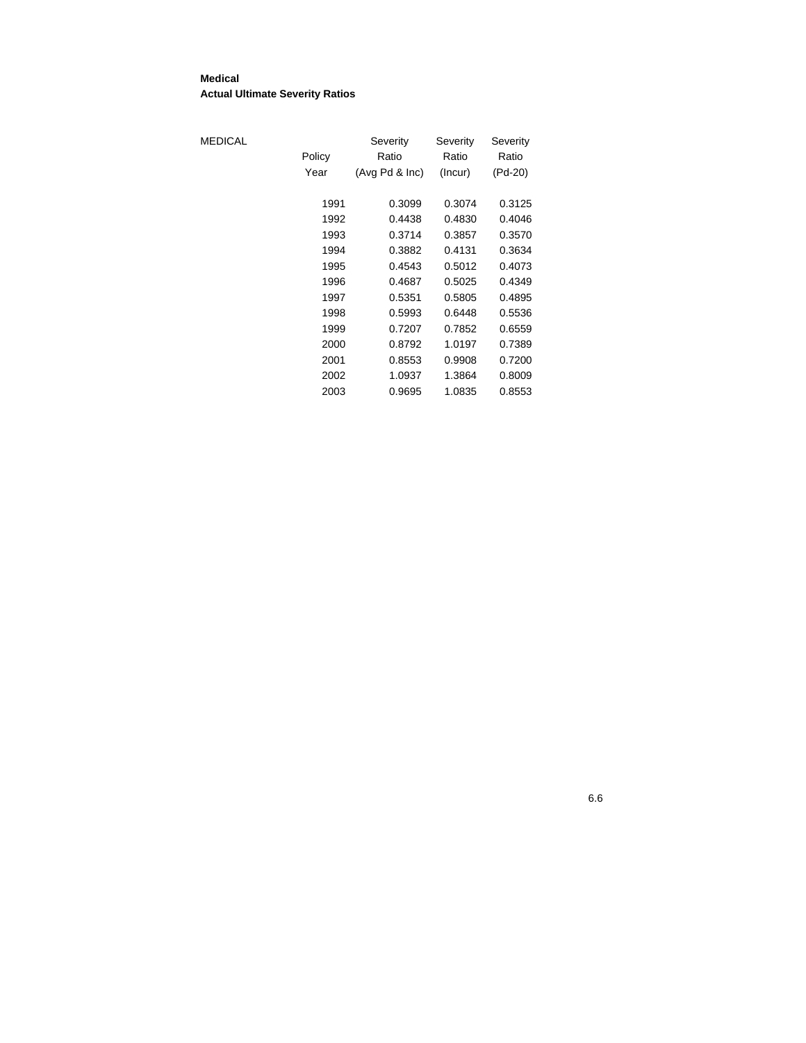**Medical**
**Actual Ultimate Severity Ratios**

| MEDICAL | Policy Year | Severity Ratio (Avg Pd & Inc) | Severity Ratio (Incur) | Severity Ratio (Pd-20) |
|---|---|---|---|---|
| | 1991 | 0.3099 | 0.3074 | 0.3125 |
| | 1992 | 0.4438 | 0.4830 | 0.4046 |
| | 1993 | 0.3714 | 0.3857 | 0.3570 |
| | 1994 | 0.3882 | 0.4131 | 0.3634 |
| | 1995 | 0.4543 | 0.5012 | 0.4073 |
| | 1996 | 0.4687 | 0.5025 | 0.4349 |
| | 1997 | 0.5351 | 0.5805 | 0.4895 |
| | 1998 | 0.5993 | 0.6448 | 0.5536 |
| | 1999 | 0.7207 | 0.7852 | 0.6559 |
| | 2000 | 0.8792 | 1.0197 | 0.7389 |
| | 2001 | 0.8553 | 0.9908 | 0.7200 |
| | 2002 | 1.0937 | 1.3864 | 0.8009 |
| | 2003 | 0.9695 | 1.0835 | 0.8553 |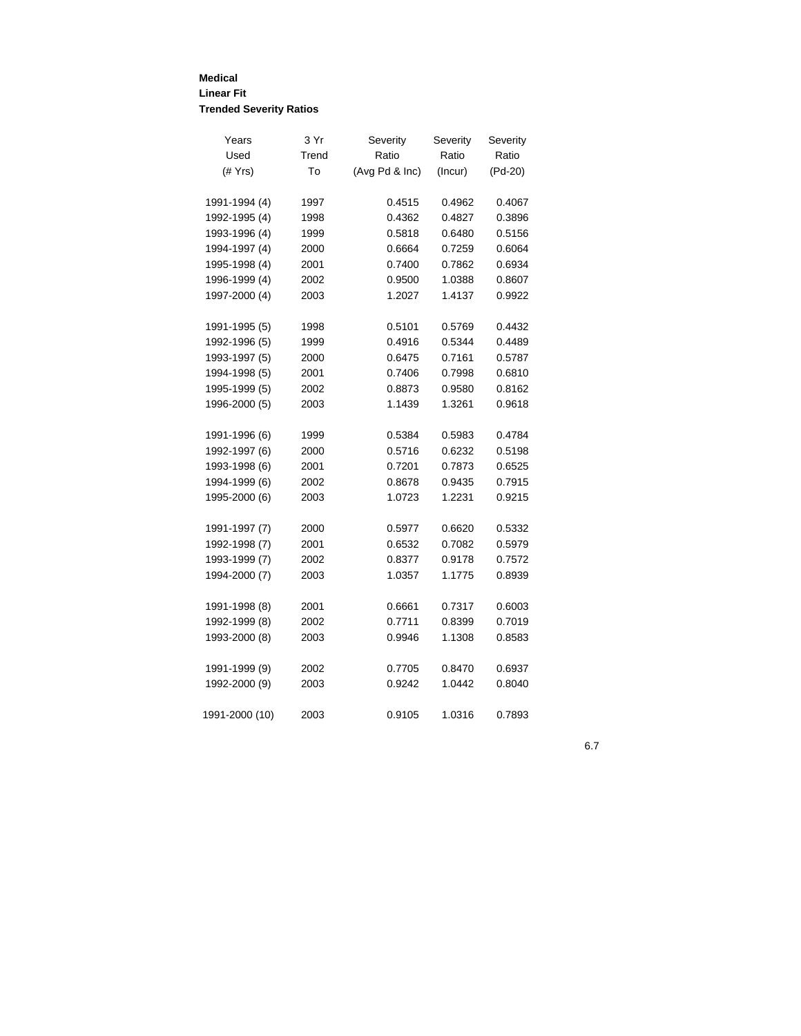**Medical**
**Linear Fit**
**Trended Severity Ratios**

| Years Used (# Yrs) | 3 Yr Trend To | Severity Ratio (Avg Pd & Inc) | Severity Ratio (Incur) | Severity Ratio (Pd-20) |
|---|---|---|---|---|
| 1991-1994 (4) | 1997 | 0.4515 | 0.4962 | 0.4067 |
| 1992-1995 (4) | 1998 | 0.4362 | 0.4827 | 0.3896 |
| 1993-1996 (4) | 1999 | 0.5818 | 0.6480 | 0.5156 |
| 1994-1997 (4) | 2000 | 0.6664 | 0.7259 | 0.6064 |
| 1995-1998 (4) | 2001 | 0.7400 | 0.7862 | 0.6934 |
| 1996-1999 (4) | 2002 | 0.9500 | 1.0388 | 0.8607 |
| 1997-2000 (4) | 2003 | 1.2027 | 1.4137 | 0.9922 |
| | | | | |
| 1991-1995 (5) | 1998 | 0.5101 | 0.5769 | 0.4432 |
| 1992-1996 (5) | 1999 | 0.4916 | 0.5344 | 0.4489 |
| 1993-1997 (5) | 2000 | 0.6475 | 0.7161 | 0.5787 |
| 1994-1998 (5) | 2001 | 0.7406 | 0.7998 | 0.6810 |
| 1995-1999 (5) | 2002 | 0.8873 | 0.9580 | 0.8162 |
| 1996-2000 (5) | 2003 | 1.1439 | 1.3261 | 0.9618 |
| | | | | |
| 1991-1996 (6) | 1999 | 0.5384 | 0.5983 | 0.4784 |
| 1992-1997 (6) | 2000 | 0.5716 | 0.6232 | 0.5198 |
| 1993-1998 (6) | 2001 | 0.7201 | 0.7873 | 0.6525 |
| 1994-1999 (6) | 2002 | 0.8678 | 0.9435 | 0.7915 |
| 1995-2000 (6) | 2003 | 1.0723 | 1.2231 | 0.9215 |
| | | | | |
| 1991-1997 (7) | 2000 | 0.5977 | 0.6620 | 0.5332 |
| 1992-1998 (7) | 2001 | 0.6532 | 0.7082 | 0.5979 |
| 1993-1999 (7) | 2002 | 0.8377 | 0.9178 | 0.7572 |
| 1994-2000 (7) | 2003 | 1.0357 | 1.1775 | 0.8939 |
| | | | | |
| 1991-1998 (8) | 2001 | 0.6661 | 0.7317 | 0.6003 |
| 1992-1999 (8) | 2002 | 0.7711 | 0.8399 | 0.7019 |
| 1993-2000 (8) | 2003 | 0.9946 | 1.1308 | 0.8583 |
| | | | | |
| 1991-1999 (9) | 2002 | 0.7705 | 0.8470 | 0.6937 |
| 1992-2000 (9) | 2003 | 0.9242 | 1.0442 | 0.8040 |
| | | | | |
| 1991-2000 (10) | 2003 | 0.9105 | 1.0316 | 0.7893 |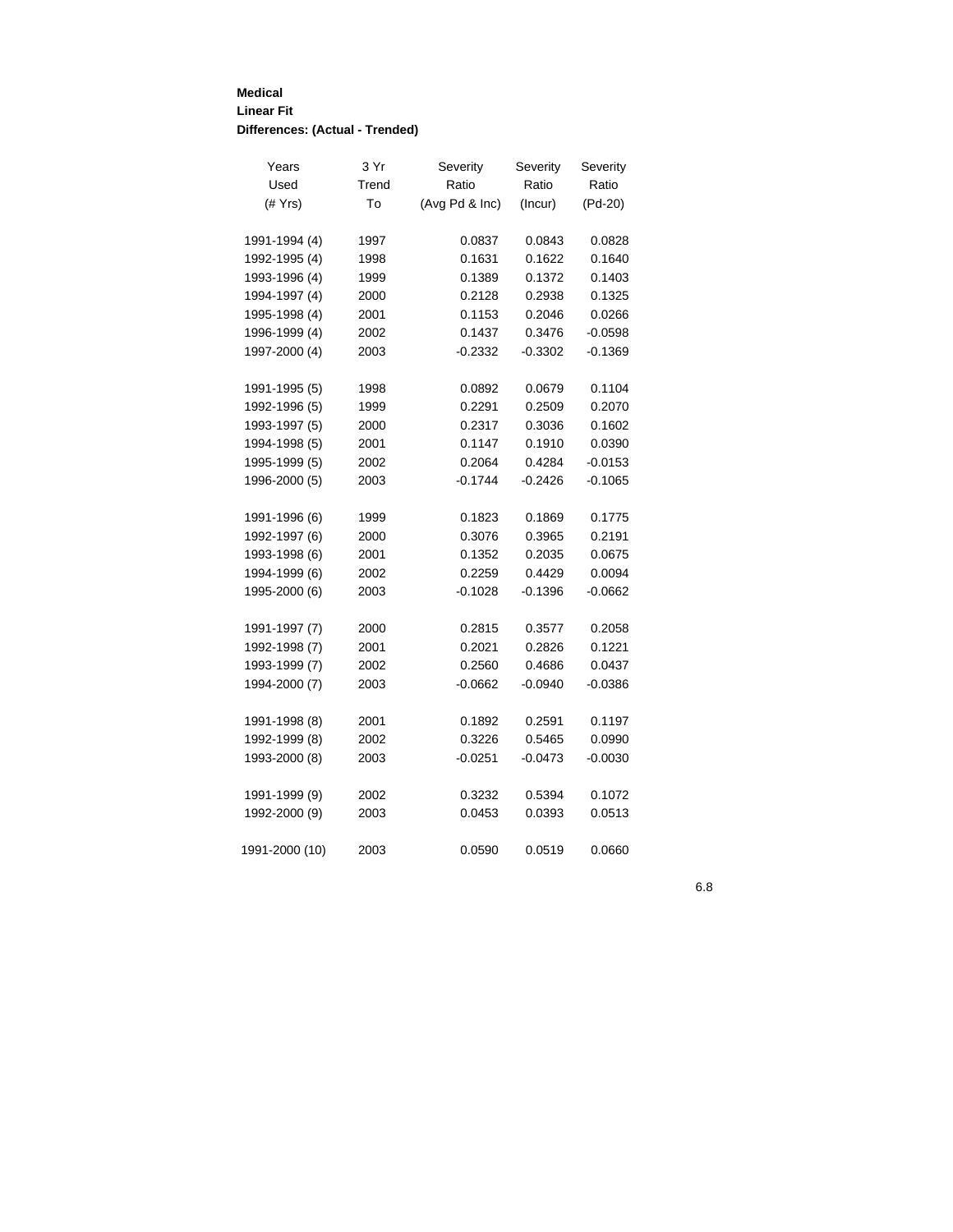**Medical**
**Linear Fit**
**Differences: (Actual - Trended)**

| Years Used (# Yrs) | 3 Yr Trend To | Severity Ratio (Avg Pd & Inc) | Severity Ratio (Incur) | Severity Ratio (Pd-20) |
|---|---|---|---|---|
| 1991-1994 (4) | 1997 | 0.0837 | 0.0843 | 0.0828 |
| 1992-1995 (4) | 1998 | 0.1631 | 0.1622 | 0.1640 |
| 1993-1996 (4) | 1999 | 0.1389 | 0.1372 | 0.1403 |
| 1994-1997 (4) | 2000 | 0.2128 | 0.2938 | 0.1325 |
| 1995-1998 (4) | 2001 | 0.1153 | 0.2046 | 0.0266 |
| 1996-1999 (4) | 2002 | 0.1437 | 0.3476 | -0.0598 |
| 1997-2000 (4) | 2003 | -0.2332 | -0.3302 | -0.1369 |
| | | | | |
| 1991-1995 (5) | 1998 | 0.0892 | 0.0679 | 0.1104 |
| 1992-1996 (5) | 1999 | 0.2291 | 0.2509 | 0.2070 |
| 1993-1997 (5) | 2000 | 0.2317 | 0.3036 | 0.1602 |
| 1994-1998 (5) | 2001 | 0.1147 | 0.1910 | 0.0390 |
| 1995-1999 (5) | 2002 | 0.2064 | 0.4284 | -0.0153 |
| 1996-2000 (5) | 2003 | -0.1744 | -0.2426 | -0.1065 |
| | | | | |
| 1991-1996 (6) | 1999 | 0.1823 | 0.1869 | 0.1775 |
| 1992-1997 (6) | 2000 | 0.3076 | 0.3965 | 0.2191 |
| 1993-1998 (6) | 2001 | 0.1352 | 0.2035 | 0.0675 |
| 1994-1999 (6) | 2002 | 0.2259 | 0.4429 | 0.0094 |
| 1995-2000 (6) | 2003 | -0.1028 | -0.1396 | -0.0662 |
| | | | | |
| 1991-1997 (7) | 2000 | 0.2815 | 0.3577 | 0.2058 |
| 1992-1998 (7) | 2001 | 0.2021 | 0.2826 | 0.1221 |
| 1993-1999 (7) | 2002 | 0.2560 | 0.4686 | 0.0437 |
| 1994-2000 (7) | 2003 | -0.0662 | -0.0940 | -0.0386 |
| | | | | |
| 1991-1998 (8) | 2001 | 0.1892 | 0.2591 | 0.1197 |
| 1992-1999 (8) | 2002 | 0.3226 | 0.5465 | 0.0990 |
| 1993-2000 (8) | 2003 | -0.0251 | -0.0473 | -0.0030 |
| | | | | |
| 1991-1999 (9) | 2002 | 0.3232 | 0.5394 | 0.1072 |
| 1992-2000 (9) | 2003 | 0.0453 | 0.0393 | 0.0513 |
| | | | | |
| 1991-2000 (10) | 2003 | 0.0590 | 0.0519 | 0.0660 |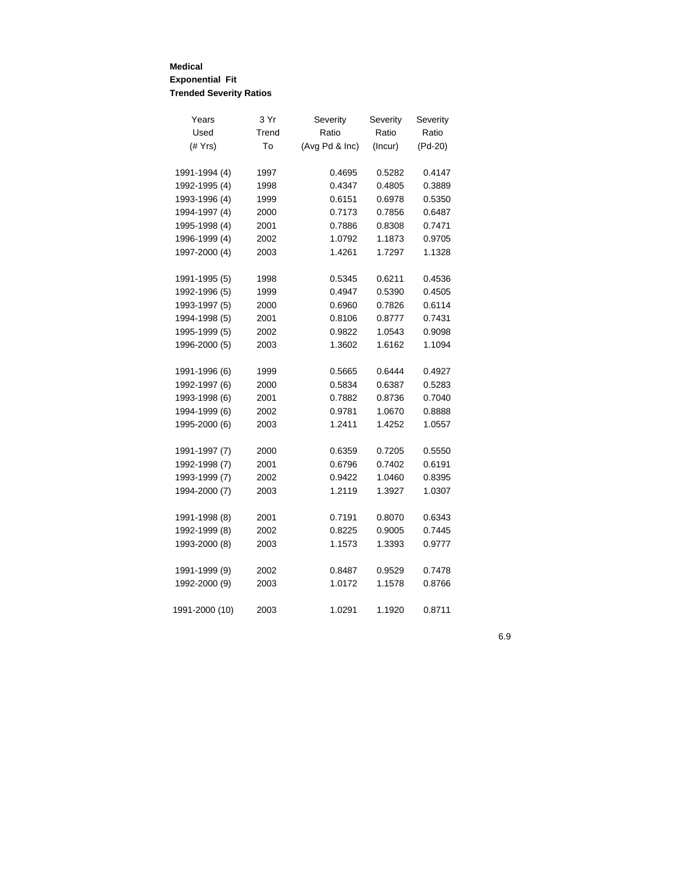**Medical**
**Exponential Fit**
**Trended Severity Ratios**

| Years Used (# Yrs) | 3 Yr Trend To | Severity Ratio (Avg Pd & Inc) | Severity Ratio (Incur) | Severity Ratio (Pd-20) |
|---|---|---|---|---|
| 1991-1994 (4) | 1997 | 0.4695 | 0.5282 | 0.4147 |
| 1992-1995 (4) | 1998 | 0.4347 | 0.4805 | 0.3889 |
| 1993-1996 (4) | 1999 | 0.6151 | 0.6978 | 0.5350 |
| 1994-1997 (4) | 2000 | 0.7173 | 0.7856 | 0.6487 |
| 1995-1998 (4) | 2001 | 0.7886 | 0.8308 | 0.7471 |
| 1996-1999 (4) | 2002 | 1.0792 | 1.1873 | 0.9705 |
| 1997-2000 (4) | 2003 | 1.4261 | 1.7297 | 1.1328 |
| | | | | |
| 1991-1995 (5) | 1998 | 0.5345 | 0.6211 | 0.4536 |
| 1992-1996 (5) | 1999 | 0.4947 | 0.5390 | 0.4505 |
| 1993-1997 (5) | 2000 | 0.6960 | 0.7826 | 0.6114 |
| 1994-1998 (5) | 2001 | 0.8106 | 0.8777 | 0.7431 |
| 1995-1999 (5) | 2002 | 0.9822 | 1.0543 | 0.9098 |
| 1996-2000 (5) | 2003 | 1.3602 | 1.6162 | 1.1094 |
| | | | | |
| 1991-1996 (6) | 1999 | 0.5665 | 0.6444 | 0.4927 |
| 1992-1997 (6) | 2000 | 0.5834 | 0.6387 | 0.5283 |
| 1993-1998 (6) | 2001 | 0.7882 | 0.8736 | 0.7040 |
| 1994-1999 (6) | 2002 | 0.9781 | 1.0670 | 0.8888 |
| 1995-2000 (6) | 2003 | 1.2411 | 1.4252 | 1.0557 |
| | | | | |
| 1991-1997 (7) | 2000 | 0.6359 | 0.7205 | 0.5550 |
| 1992-1998 (7) | 2001 | 0.6796 | 0.7402 | 0.6191 |
| 1993-1999 (7) | 2002 | 0.9422 | 1.0460 | 0.8395 |
| 1994-2000 (7) | 2003 | 1.2119 | 1.3927 | 1.0307 |
| | | | | |
| 1991-1998 (8) | 2001 | 0.7191 | 0.8070 | 0.6343 |
| 1992-1999 (8) | 2002 | 0.8225 | 0.9005 | 0.7445 |
| 1993-2000 (8) | 2003 | 1.1573 | 1.3393 | 0.9777 |
| | | | | |
| 1991-1999 (9) | 2002 | 0.8487 | 0.9529 | 0.7478 |
| 1992-2000 (9) | 2003 | 1.0172 | 1.1578 | 0.8766 |
| | | | | |
| 1991-2000 (10) | 2003 | 1.0291 | 1.1920 | 0.8711 |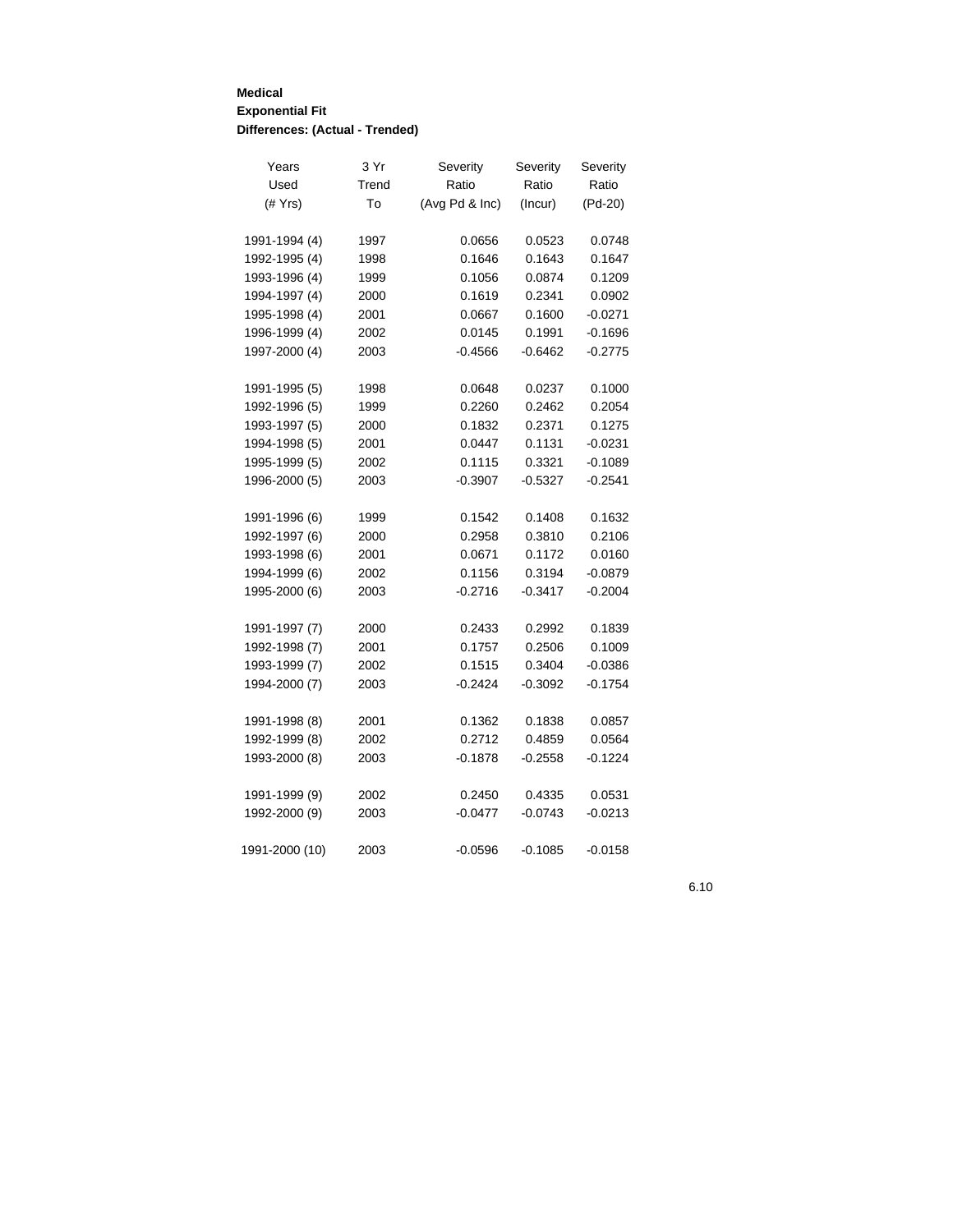**Medical**
**Exponential Fit**
**Differences: (Actual - Trended)**

| Years Used (# Yrs) | 3 Yr Trend To | Severity Ratio (Avg Pd & Inc) | Severity Ratio (Incur) | Severity Ratio (Pd-20) |
|---|---|---|---|---|
| 1991-1994 (4) | 1997 | 0.0656 | 0.0523 | 0.0748 |
| 1992-1995 (4) | 1998 | 0.1646 | 0.1643 | 0.1647 |
| 1993-1996 (4) | 1999 | 0.1056 | 0.0874 | 0.1209 |
| 1994-1997 (4) | 2000 | 0.1619 | 0.2341 | 0.0902 |
| 1995-1998 (4) | 2001 | 0.0667 | 0.1600 | -0.0271 |
| 1996-1999 (4) | 2002 | 0.0145 | 0.1991 | -0.1696 |
| 1997-2000 (4) | 2003 | -0.4566 | -0.6462 | -0.2775 |
| | | | | |
| 1991-1995 (5) | 1998 | 0.0648 | 0.0237 | 0.1000 |
| 1992-1996 (5) | 1999 | 0.2260 | 0.2462 | 0.2054 |
| 1993-1997 (5) | 2000 | 0.1832 | 0.2371 | 0.1275 |
| 1994-1998 (5) | 2001 | 0.0447 | 0.1131 | -0.0231 |
| 1995-1999 (5) | 2002 | 0.1115 | 0.3321 | -0.1089 |
| 1996-2000 (5) | 2003 | -0.3907 | -0.5327 | -0.2541 |
| | | | | |
| 1991-1996 (6) | 1999 | 0.1542 | 0.1408 | 0.1632 |
| 1992-1997 (6) | 2000 | 0.2958 | 0.3810 | 0.2106 |
| 1993-1998 (6) | 2001 | 0.0671 | 0.1172 | 0.0160 |
| 1994-1999 (6) | 2002 | 0.1156 | 0.3194 | -0.0879 |
| 1995-2000 (6) | 2003 | -0.2716 | -0.3417 | -0.2004 |
| | | | | |
| 1991-1997 (7) | 2000 | 0.2433 | 0.2992 | 0.1839 |
| 1992-1998 (7) | 2001 | 0.1757 | 0.2506 | 0.1009 |
| 1993-1999 (7) | 2002 | 0.1515 | 0.3404 | -0.0386 |
| 1994-2000 (7) | 2003 | -0.2424 | -0.3092 | -0.1754 |
| | | | | |
| 1991-1998 (8) | 2001 | 0.1362 | 0.1838 | 0.0857 |
| 1992-1999 (8) | 2002 | 0.2712 | 0.4859 | 0.0564 |
| 1993-2000 (8) | 2003 | -0.1878 | -0.2558 | -0.1224 |
| | | | | |
| 1991-1999 (9) | 2002 | 0.2450 | 0.4335 | 0.0531 |
| 1992-2000 (9) | 2003 | -0.0477 | -0.0743 | -0.0213 |
| | | | | |
| 1991-2000 (10) | 2003 | -0.0596 | -0.1085 | -0.0158 |